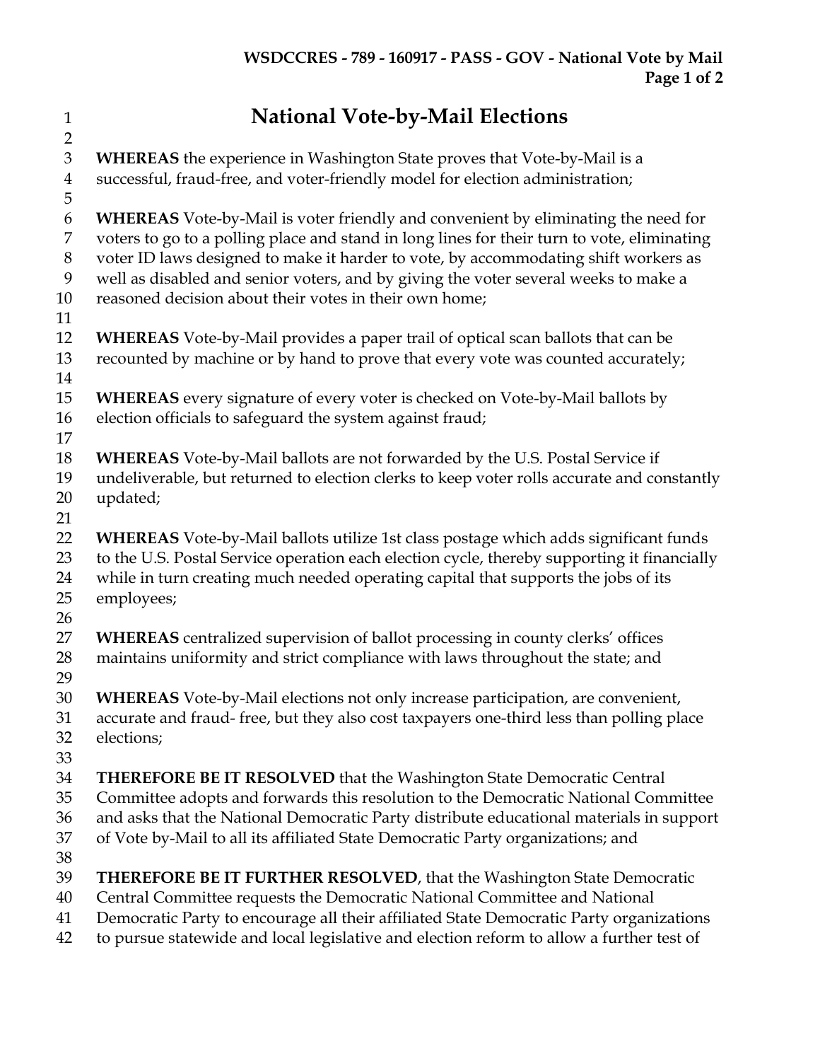# National Vote-by-Mail Elections

**WHEREAS** the experience in Washington State proves that Vote-by-Mail is a successful, fraud-free, and voter-friendly model for election administration;

**WHEREAS** Vote-by-Mail is voter friendly and convenient by eliminating the need for voters to go to a polling place and stand in long lines for their turn to vote, eliminating voter ID laws designed to make it harder to vote, by accommodating shift workers as well as disabled and senior voters, and by giving the voter several weeks to make a reasoned decision about their votes in their own home;

**WHEREAS** Vote-by-Mail provides a paper trail of optical scan ballots that can be recounted by machine or by hand to prove that every vote was counted accurately;

**WHEREAS** every signature of every voter is checked on Vote-by-Mail ballots by election officials to safeguard the system against fraud;

**WHEREAS** Vote-by-Mail ballots are not forwarded by the U.S. Postal Service if undeliverable, but returned to election clerks to keep voter rolls accurate and constantly updated;

**WHEREAS** Vote-by-Mail ballots utilize 1st class postage which adds significant funds to the U.S. Postal Service operation each election cycle, thereby supporting it financially while in turn creating much needed operating capital that supports the jobs of its employees;

**WHEREAS** centralized supervision of ballot processing in county clerks' offices maintains uniformity and strict compliance with laws throughout the state; and

**WHEREAS** Vote-by-Mail elections not only increase participation, are convenient, accurate and fraud- free, but they also cost taxpayers one-third less than polling place elections;

**THEREFORE BE IT RESOLVED** that the Washington State Democratic Central Committee adopts and forwards this resolution to the Democratic National Committee and asks that the National Democratic Party distribute educational materials in support of Vote by-Mail to all its affiliated State Democratic Party organizations; and

**THEREFORE BE IT FURTHER RESOLVED**, that the Washington State Democratic Central Committee requests the Democratic National Committee and National Democratic Party to encourage all their affiliated State Democratic Party organizations to pursue statewide and local legislative and election reform to allow a further test of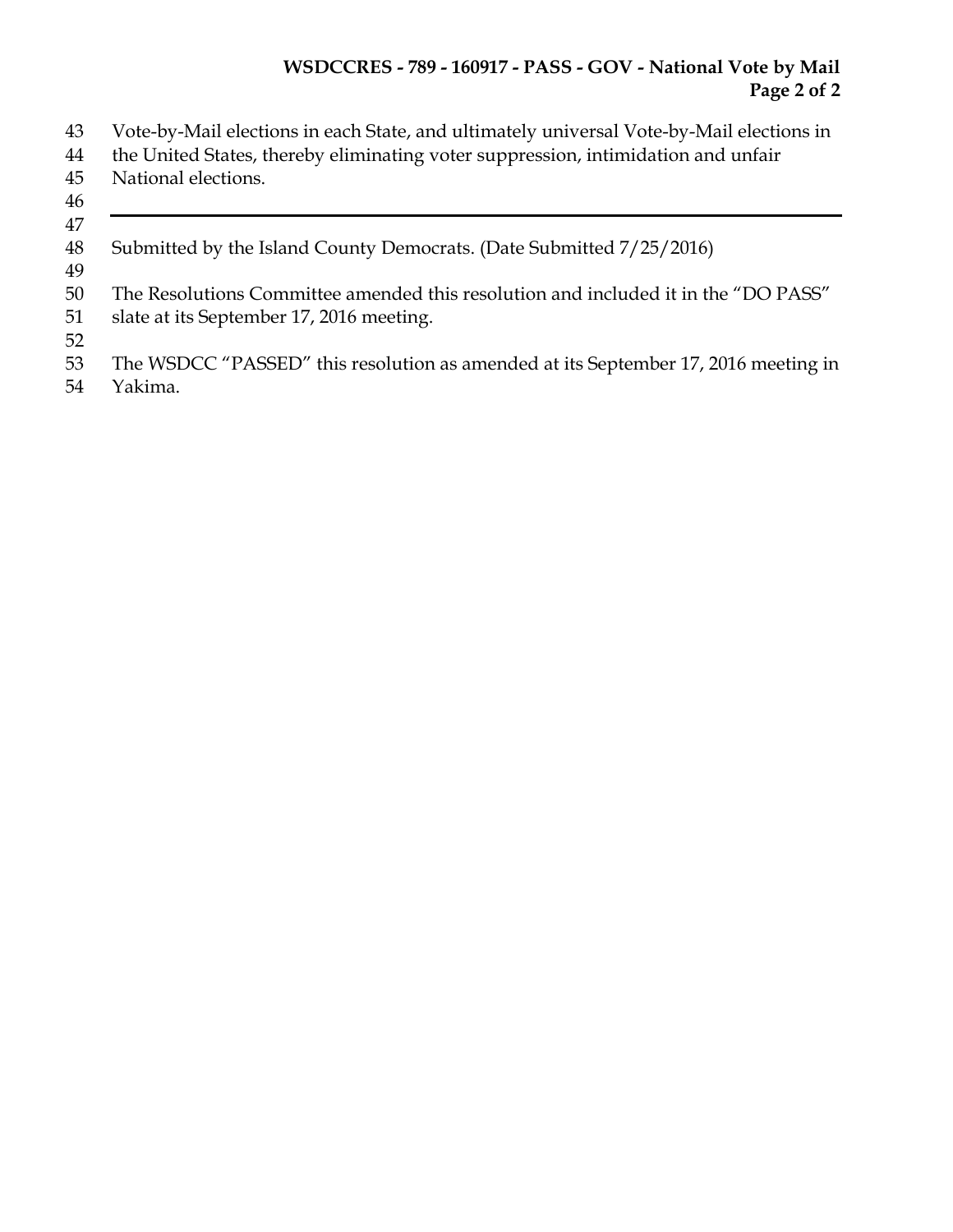Vote-by-Mail elections in each State, and ultimately universal Vote-by-Mail elections in the United States, thereby eliminating voter suppression, intimidation and unfair National elections.

---

Submitted by the Island County Democrats. (Date Submitted 7/25/2016)

The Resolutions Committee amended this resolution and included it in the "DO PASS" slate at its September 17, 2016 meeting.

The WSDCC "PASSED" this resolution as amended at its September 17, 2016 meeting in Yakima.